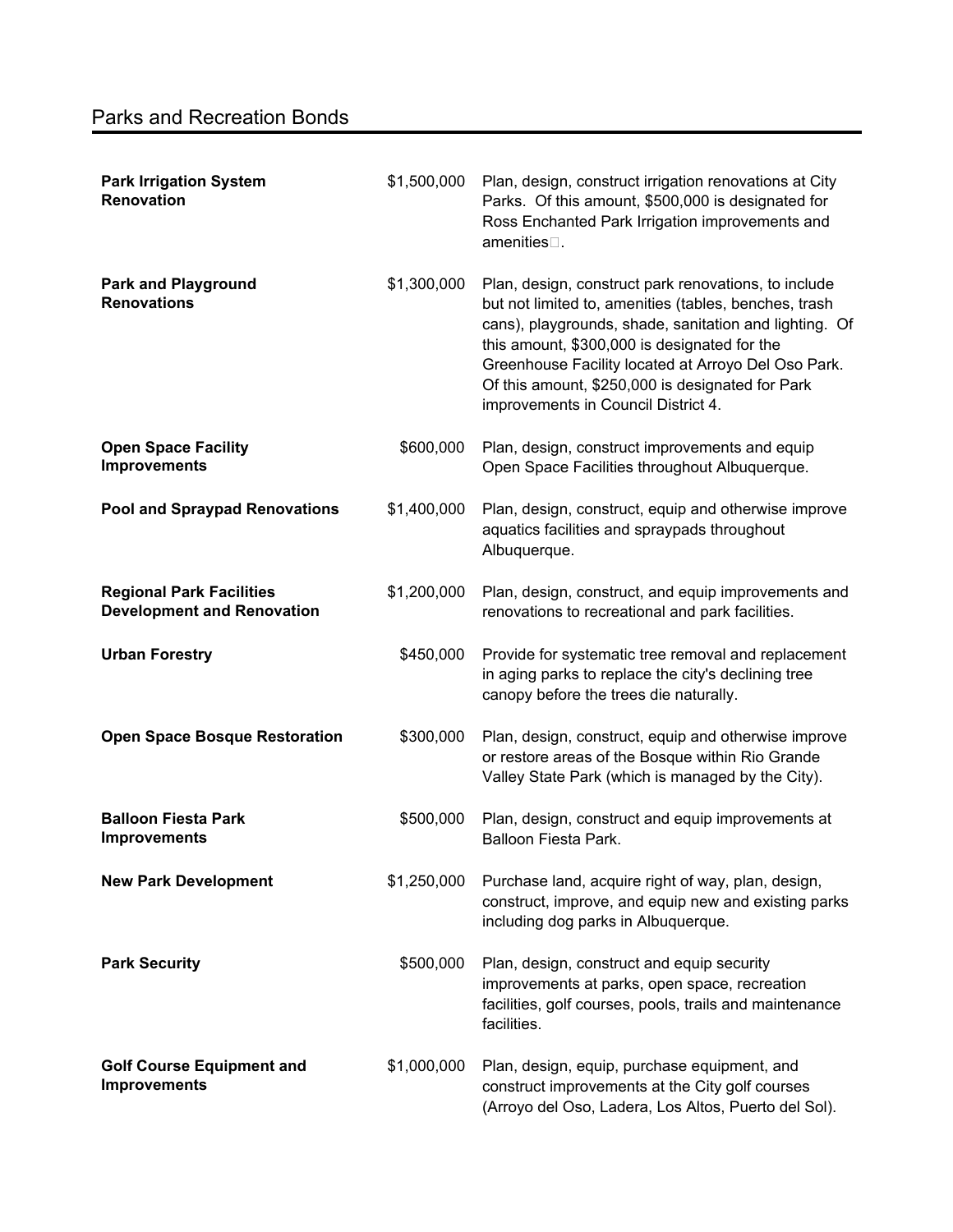# Parks and Recreation Bonds

| Project | Amount | Description |
| --- | --- | --- |
| **Park Irrigation System Renovation** | $1,500,000 | Plan, design, construct irrigation renovations at City Parks. Of this amount, $500,000 is designated for Ross Enchanted Park Irrigation improvements and amenities. |
| **Park and Playground Renovations** | $1,300,000 | Plan, design, construct park renovations, to include but not limited to, amenities (tables, benches, trash cans), playgrounds, shade, sanitation and lighting. Of this amount, $300,000 is designated for the Greenhouse Facility located at Arroyo Del Oso Park. Of this amount, $250,000 is designated for Park improvements in Council District 4. |
| **Open Space Facility Improvements** | $600,000 | Plan, design, construct improvements and equip Open Space Facilities throughout Albuquerque. |
| **Pool and Spraypad Renovations** | $1,400,000 | Plan, design, construct, equip and otherwise improve aquatics facilities and spraypads throughout Albuquerque. |
| **Regional Park Facilities Development and Renovation** | $1,200,000 | Plan, design, construct, and equip improvements and renovations to recreational and park facilities. |
| **Urban Forestry** | $450,000 | Provide for systematic tree removal and replacement in aging parks to replace the city's declining tree canopy before the trees die naturally. |
| **Open Space Bosque Restoration** | $300,000 | Plan, design, construct, equip and otherwise improve or restore areas of the Bosque within Rio Grande Valley State Park (which is managed by the City). |
| **Balloon Fiesta Park Improvements** | $500,000 | Plan, design, construct and equip improvements at Balloon Fiesta Park. |
| **New Park Development** | $1,250,000 | Purchase land, acquire right of way, plan, design, construct, improve, and equip new and existing parks including dog parks in Albuquerque. |
| **Park Security** | $500,000 | Plan, design, construct and equip security improvements at parks, open space, recreation facilities, golf courses, pools, trails and maintenance facilities. |
| **Golf Course Equipment and Improvements** | $1,000,000 | Plan, design, equip, purchase equipment, and construct improvements at the City golf courses (Arroyo del Oso, Ladera, Los Altos, Puerto del Sol). |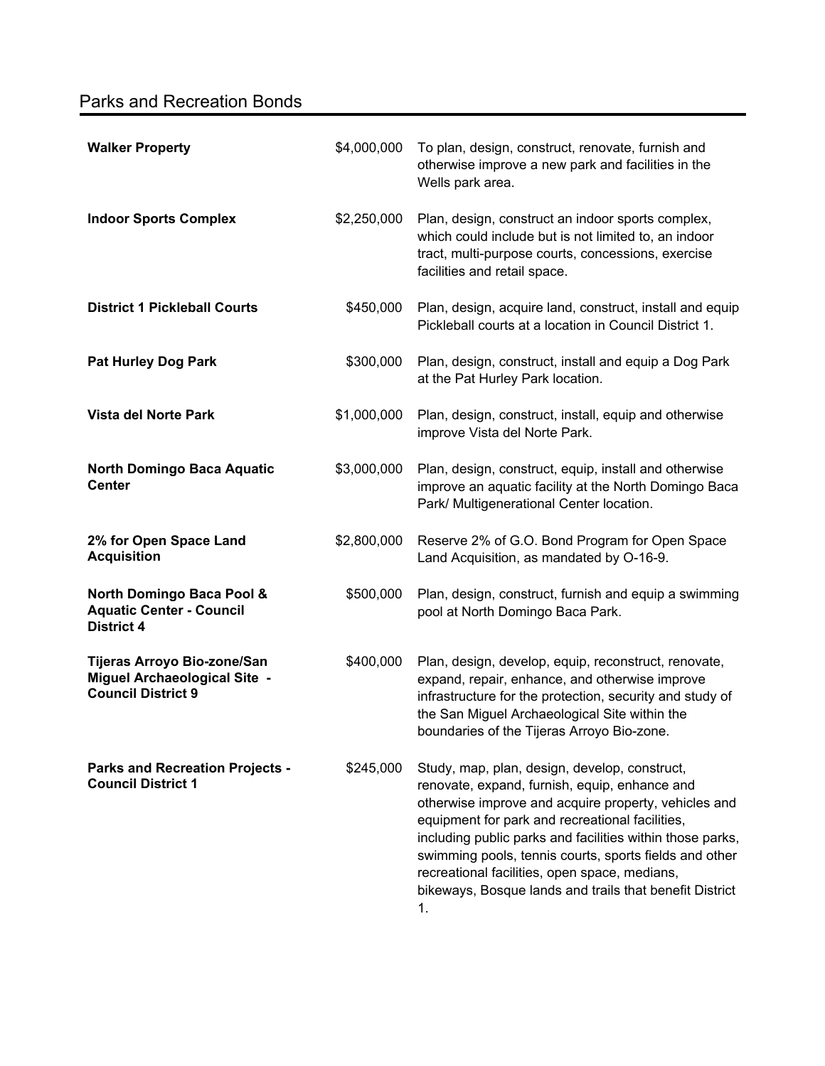## Parks and Recreation Bonds

| | | |
|---|---|---|
| **Walker Property** | $4,000,000 | To plan, design, construct, renovate, furnish and otherwise improve a new park and facilities in the Wells park area. |
| **Indoor Sports Complex** | $2,250,000 | Plan, design, construct an indoor sports complex, which could include but is not limited to, an indoor tract, multi-purpose courts, concessions, exercise facilities and retail space. |
| **District 1 Pickleball Courts** | $450,000 | Plan, design, acquire land, construct, install and equip Pickleball courts at a location in Council District 1. |
| **Pat Hurley Dog Park** | $300,000 | Plan, design, construct, install and equip a Dog Park at the Pat Hurley Park location. |
| **Vista del Norte Park** | $1,000,000 | Plan, design, construct, install, equip and otherwise improve Vista del Norte Park. |
| **North Domingo Baca Aquatic Center** | $3,000,000 | Plan, design, construct, equip, install and otherwise improve an aquatic facility at the North Domingo Baca Park/ Multigenerational Center location. |
| **2% for Open Space Land Acquisition** | $2,800,000 | Reserve 2% of G.O. Bond Program for Open Space Land Acquisition, as mandated by O-16-9. |
| **North Domingo Baca Pool & Aquatic Center - Council District 4** | $500,000 | Plan, design, construct, furnish and equip a swimming pool at North Domingo Baca Park. |
| **Tijeras Arroyo Bio-zone/San Miguel Archaeological Site - Council District 9** | $400,000 | Plan, design, develop, equip, reconstruct, renovate, expand, repair, enhance, and otherwise improve infrastructure for the protection, security and study of the San Miguel Archaeological Site within the boundaries of the Tijeras Arroyo Bio-zone. |
| **Parks and Recreation Projects - Council District 1** | $245,000 | Study, map, plan, design, develop, construct, renovate, expand, furnish, equip, enhance and otherwise improve and acquire property, vehicles and equipment for park and recreational facilities, including public parks and facilities within those parks, swimming pools, tennis courts, sports fields and other recreational facilities, open space, medians, bikeways, Bosque lands and trails that benefit District 1. |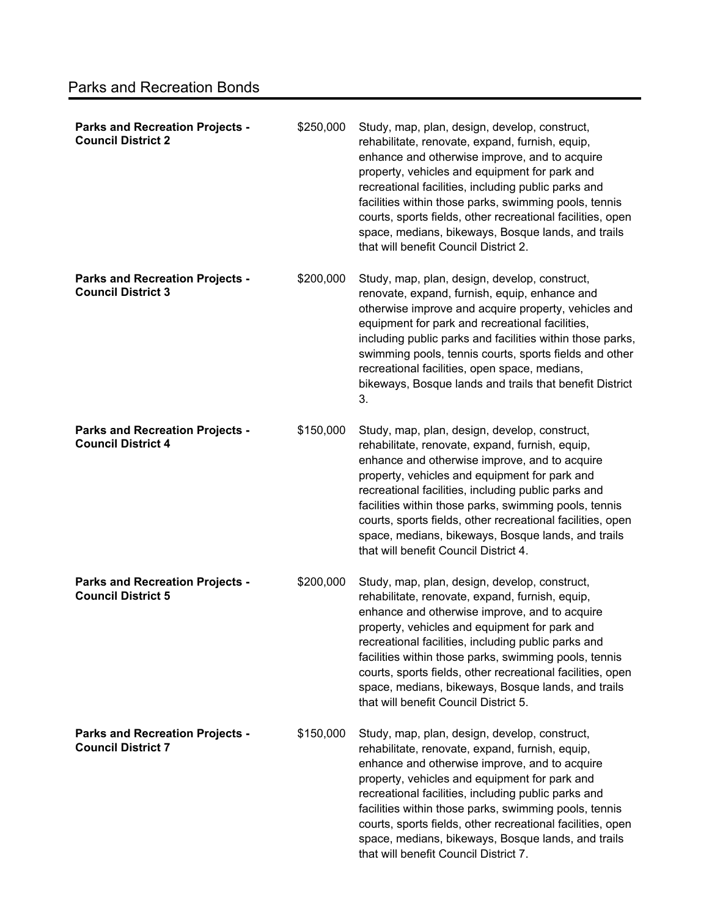## Parks and Recreation Bonds

| | | |
|---|---|---|
| **Parks and Recreation Projects - Council District 2** | $250,000 | Study, map, plan, design, develop, construct, rehabilitate, renovate, expand, furnish, equip, enhance and otherwise improve, and to acquire property, vehicles and equipment for park and recreational facilities, including public parks and facilities within those parks, swimming pools, tennis courts, sports fields, other recreational facilities, open space, medians, bikeways, Bosque lands, and trails that will benefit Council District 2. |
| **Parks and Recreation Projects - Council District 3** | $200,000 | Study, map, plan, design, develop, construct, renovate, expand, furnish, equip, enhance and otherwise improve and acquire property, vehicles and equipment for park and recreational facilities, including public parks and facilities within those parks, swimming pools, tennis courts, sports fields and other recreational facilities, open space, medians, bikeways, Bosque lands and trails that benefit District 3. |
| **Parks and Recreation Projects - Council District 4** | $150,000 | Study, map, plan, design, develop, construct, rehabilitate, renovate, expand, furnish, equip, enhance and otherwise improve, and to acquire property, vehicles and equipment for park and recreational facilities, including public parks and facilities within those parks, swimming pools, tennis courts, sports fields, other recreational facilities, open space, medians, bikeways, Bosque lands, and trails that will benefit Council District 4. |
| **Parks and Recreation Projects - Council District 5** | $200,000 | Study, map, plan, design, develop, construct, rehabilitate, renovate, expand, furnish, equip, enhance and otherwise improve, and to acquire property, vehicles and equipment for park and recreational facilities, including public parks and facilities within those parks, swimming pools, tennis courts, sports fields, other recreational facilities, open space, medians, bikeways, Bosque lands, and trails that will benefit Council District 5. |
| **Parks and Recreation Projects - Council District 7** | $150,000 | Study, map, plan, design, develop, construct, rehabilitate, renovate, expand, furnish, equip, enhance and otherwise improve, and to acquire property, vehicles and equipment for park and recreational facilities, including public parks and facilities within those parks, swimming pools, tennis courts, sports fields, other recreational facilities, open space, medians, bikeways, Bosque lands, and trails that will benefit Council District 7. |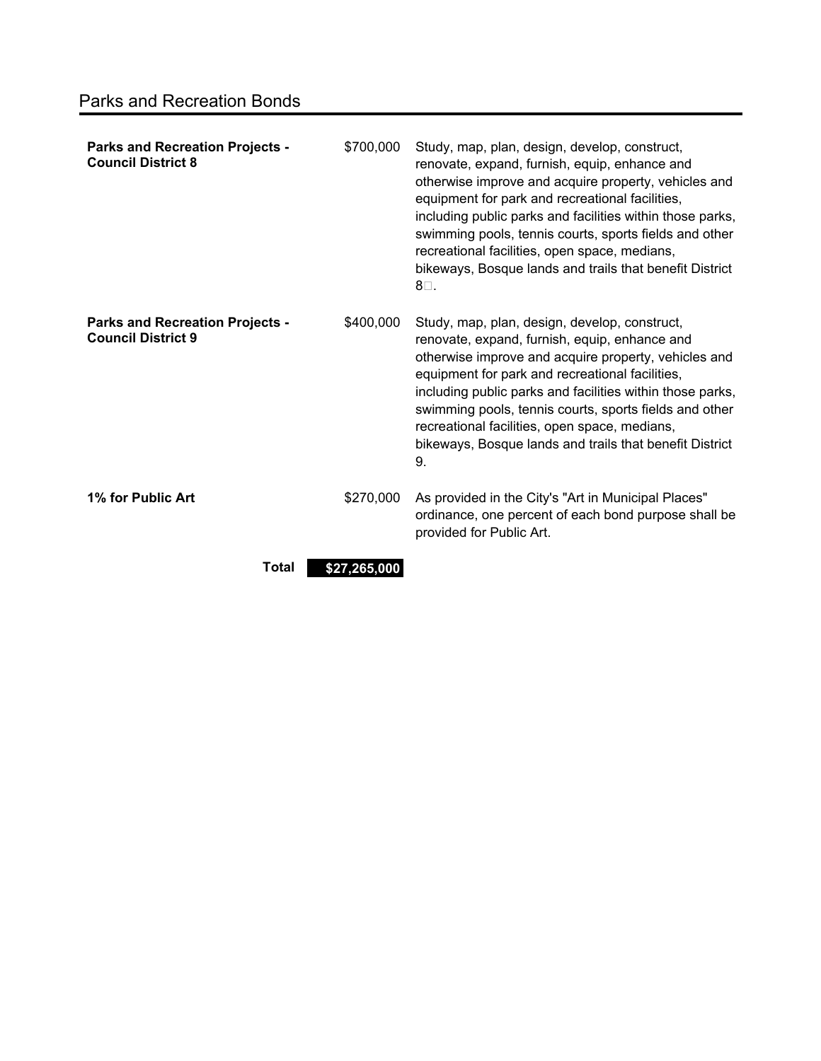## Parks and Recreation Bonds

| | | |
|---|---|---|
| **Parks and Recreation Projects - Council District 8** | $700,000 | Study, map, plan, design, develop, construct, renovate, expand, furnish, equip, enhance and otherwise improve and acquire property, vehicles and equipment for park and recreational facilities, including public parks and facilities within those parks, swimming pools, tennis courts, sports fields and other recreational facilities, open space, medians, bikeways, Bosque lands and trails that benefit District 8. |
| **Parks and Recreation Projects - Council District 9** | $400,000 | Study, map, plan, design, develop, construct, renovate, expand, furnish, equip, enhance and otherwise improve and acquire property, vehicles and equipment for park and recreational facilities, including public parks and facilities within those parks, swimming pools, tennis courts, sports fields and other recreational facilities, open space, medians, bikeways, Bosque lands and trails that benefit District 9. |
| **1% for Public Art** | $270,000 | As provided in the City's "Art in Municipal Places" ordinance, one percent of each bond purpose shall be provided for Public Art. |
| **Total** | **$27,265,000** | |